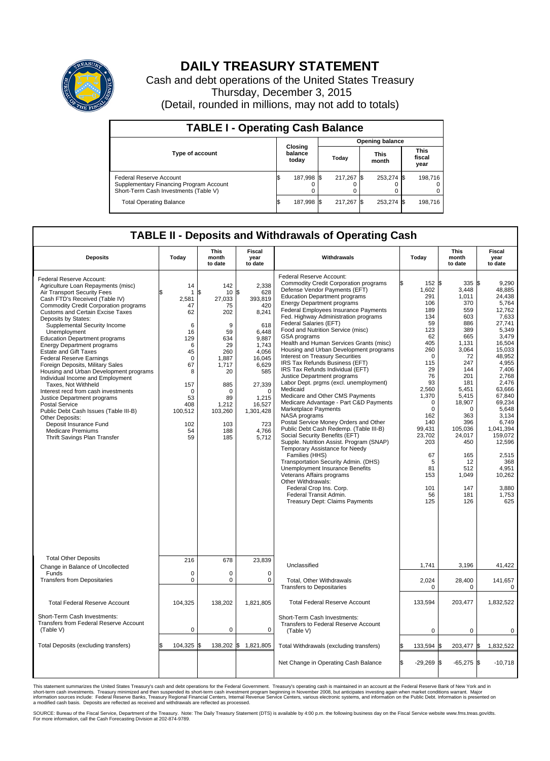# DAILY TREASURY STATEMENT

Cash and debt operations of the United States Treasury
Thursday, December 3, 2015
(Detail, rounded in millions, may not add to totals)

## TABLE I - Operating Cash Balance

| Type of account | Closing balance today | Opening balance Today | Opening balance This month | Opening balance This fiscal year |
|---|---|---|---|---|
| Federal Reserve Account | $ 187,998 | $ 217,267 | $ 253,274 | $ 198,716 |
| Supplementary Financing Program Account | 0 | 0 | 0 | 0 |
| Short-Term Cash Investments (Table V) | 0 | 0 | 0 | 0 |
| Total Operating Balance | $ 187,998 | $ 217,267 | $ 253,274 | $ 198,716 |

## TABLE II - Deposits and Withdrawals of Operating Cash

| Deposits | Today | This month to date | Fiscal year to date |
|---|---|---|---|
| Federal Reserve Account: | | | |
| Agriculture Loan Repayments (misc) | 14 | 142 | 2,338 |
| Air Transport Security Fees | $ 1 | $ 10 | $ 628 |
| Cash FTD's Received (Table IV) | 2,581 | 27,033 | 393,819 |
| Commodity Credit Corporation programs | 47 | 75 | 420 |
| Customs and Certain Excise Taxes | 62 | 202 | 8,241 |
| Deposits by States: | | | |
| Supplemental Security Income | 6 | 9 | 618 |
| Unemployment | 16 | 59 | 6,448 |
| Education Department programs | 129 | 634 | 9,887 |
| Energy Department programs | 6 | 29 | 1,743 |
| Estate and Gift Taxes | 45 | 260 | 4,056 |
| Federal Reserve Earnings | 0 | 1,887 | 16,045 |
| Foreign Deposits, Military Sales | 67 | 1,717 | 6,629 |
| Housing and Urban Development programs | 8 | 20 | 585 |
| Individual Income and Employment Taxes, Not Withheld | 157 | 885 | 27,339 |
| Interest recd from cash investments | 0 | 0 | 0 |
| Justice Department programs | 53 | 89 | 1,215 |
| Postal Service | 408 | 1,212 | 16,527 |
| Public Debt Cash Issues (Table III-B) | 100,512 | 103,260 | 1,301,428 |
| Other Deposits: | | | |
| Deposit Insurance Fund | 102 | 103 | 723 |
| Medicare Premiums | 54 | 188 | 4,766 |
| Thrift Savings Plan Transfer | 59 | 185 | 5,712 |
| Total Other Deposits | 216 | 678 | 23,839 |
| Change in Balance of Uncollected Funds | 0 | 0 | 0 |
| Transfers from Depositaries | 0 | 0 | 0 |
| Total Federal Reserve Account | 104,325 | 138,202 | 1,821,805 |
| Short-Term Cash Investments: Transfers from Federal Reserve Account (Table V) | 0 | 0 | 0 |
| Total Deposits (excluding transfers) | $ 104,325 | $ 138,202 | $ 1,821,805 |

| Withdrawals | Today | This month to date | Fiscal year to date |
|---|---|---|---|
| Federal Reserve Account: | | | |
| Commodity Credit Corporation programs | $ 152 | $ 335 | $ 9,290 |
| Defense Vendor Payments (EFT) | 1,602 | 3,448 | 48,885 |
| Education Department programs | 291 | 1,011 | 24,438 |
| Energy Department programs | 106 | 370 | 5,764 |
| Federal Employees Insurance Payments | 189 | 559 | 12,762 |
| Fed. Highway Administration programs | 134 | 603 | 7,633 |
| Federal Salaries (EFT) | 59 | 886 | 27,741 |
| Food and Nutrition Service (misc) | 123 | 389 | 5,349 |
| GSA programs | 62 | 665 | 3,479 |
| Health and Human Services Grants (misc) | 405 | 1,131 | 16,504 |
| Housing and Urban Development programs | 260 | 3,064 | 15,033 |
| Interest on Treasury Securities | 0 | 72 | 48,952 |
| IRS Tax Refunds Business (EFT) | 115 | 247 | 4,955 |
| IRS Tax Refunds Individual (EFT) | 29 | 144 | 7,406 |
| Justice Department programs | 76 | 201 | 2,768 |
| Labor Dept. prgms (excl. unemployment) | 93 | 181 | 2,476 |
| Medicaid | 2,560 | 5,451 | 63,666 |
| Medicare and Other CMS Payments | 1,370 | 5,415 | 67,840 |
| Medicare Advantage - Part C&D Payments | 0 | 18,907 | 69,234 |
| Marketplace Payments | 0 | 0 | 5,648 |
| NASA programs | 162 | 363 | 3,134 |
| Postal Service Money Orders and Other | 140 | 396 | 6,749 |
| Public Debt Cash Redemp. (Table III-B) | 99,431 | 105,036 | 1,041,394 |
| Social Security Benefits (EFT) | 23,702 | 24,017 | 159,072 |
| Supple. Nutrition Assist. Program (SNAP) | 203 | 450 | 12,596 |
| Temporary Assistance for Needy Families (HHS) | 67 | 165 | 2,515 |
| Transportation Security Admin. (DHS) | 5 | 12 | 368 |
| Unemployment Insurance Benefits | 81 | 512 | 4,951 |
| Veterans Affairs programs | 153 | 1,049 | 10,262 |
| Other Withdrawals: | | | |
| Federal Crop Ins. Corp. | 101 | 147 | 3,880 |
| Federal Transit Admin. | 56 | 181 | 1,753 |
| Treasury Dept: Claims Payments | 125 | 126 | 625 |
| Unclassified | 1,741 | 3,196 | 41,422 |
| Total, Other Withdrawals | 2,024 | 28,400 | 141,657 |
| Transfers to Depositaries | 0 | 0 | 0 |
| Total Federal Reserve Account | 133,594 | 203,477 | 1,832,522 |
| Short-Term Cash Investments: Transfers to Federal Reserve Account (Table V) | 0 | 0 | 0 |
| Total Withdrawals (excluding transfers) | $ 133,594 | $ 203,477 | $ 1,832,522 |
| Net Change in Operating Cash Balance | $ -29,269 | $ -65,275 | $ -10,718 |

This statement summarizes the United States Treasury's cash and debt operations for the Federal Government. Treasury's operating cash is maintained in an account at the Federal Reserve Bank of New York and in short-term cash investments. Treasury minimized and then suspended its short-term cash investment program beginning in November 2008, but anticipates investing again when market conditions warrant. Major information sources include: Federal Reserve Banks, Treasury Regional Financial Centers, Internal Revenue Service Centers, various electronic systems, and information on the Public Debt. Information is presented on a modified cash basis. Deposits are reflected as received and withdrawals are reflected as processed.

SOURCE: Bureau of the Fiscal Service, Department of the Treasury. Note: The Daily Treasury Statement (DTS) is available by 4:00 p.m. the following business day on the Fiscal Service website www.fms.treas.gov/dts. For more information, call the Cash Forecasting Division at 202-874-9789.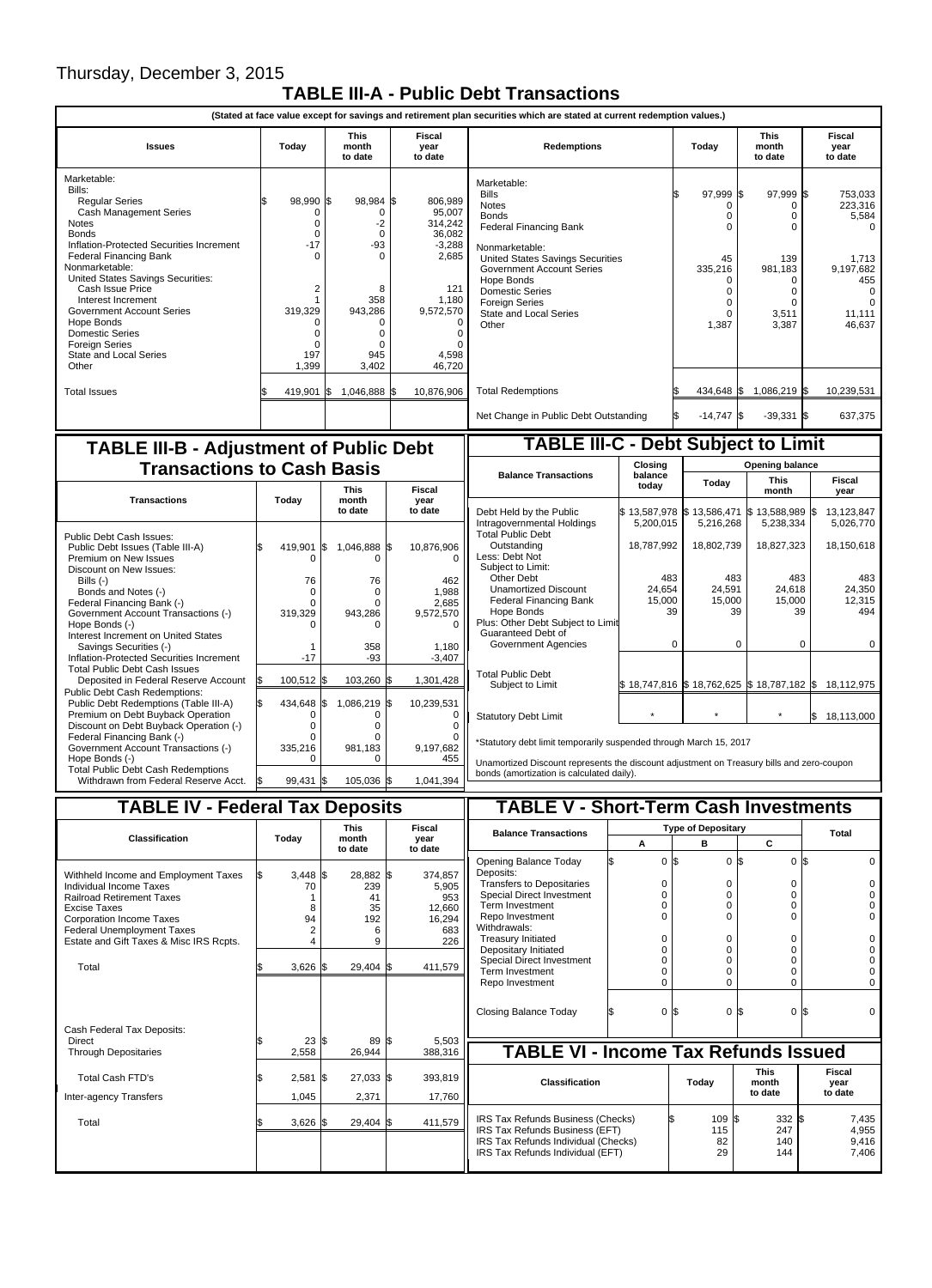Thursday, December 3, 2015

# TABLE III-A - Public Debt Transactions

(Stated at face value except for savings and retirement plan securities which are stated at current redemption values.)

| Issues | Today | This month to date | Fiscal year to date |
|---|---|---|---|
| Marketable: | | | |
| Bills: | | | |
| Regular Series | $ 98,990 | $ 98,984 | $ 806,989 |
| Cash Management Series | 0 | 0 | 95,007 |
| Notes | 0 | -2 | 314,242 |
| Bonds | 0 | 0 | 36,082 |
| Inflation-Protected Securities Increment | -17 | -93 | -3,288 |
| Federal Financing Bank | 0 | 0 | 2,685 |
| Nonmarketable: | | | |
| United States Savings Securities: | | | |
| Cash Issue Price | 2 | 8 | 121 |
| Interest Increment | 1 | 358 | 1,180 |
| Government Account Series | 319,329 | 943,286 | 9,572,570 |
| Hope Bonds | 0 | 0 | 0 |
| Domestic Series | 0 | 0 | 0 |
| Foreign Series | 0 | 0 | 0 |
| State and Local Series | 197 | 945 | 4,598 |
| Other | 1,399 | 3,402 | 46,720 |
| Total Issues | $ 419,901 | $ 1,046,888 | $ 10,876,906 |

| Redemptions | Today | This month to date | Fiscal year to date |
|---|---|---|---|
| Marketable: | | | |
| Bills | $ 97,999 | $ 97,999 | $ 753,033 |
| Notes | 0 | 0 | 223,316 |
| Bonds | 0 | 0 | 5,584 |
| Federal Financing Bank | 0 | 0 | 0 |
| Nonmarketable: | | | |
| United States Savings Securities | 45 | 139 | 1,713 |
| Government Account Series | 335,216 | 981,183 | 9,197,682 |
| Hope Bonds | 0 | 0 | 455 |
| Domestic Series | 0 | 0 | 0 |
| Foreign Series | 0 | 0 | 0 |
| State and Local Series | 0 | 3,511 | 11,111 |
| Other | 1,387 | 3,387 | 46,637 |
| Total Redemptions | $ 434,648 | $ 1,086,219 | $ 10,239,531 |
| Net Change in Public Debt Outstanding | $ -14,747 | $ -39,331 | $ 637,375 |

# TABLE III-B - Adjustment of Public Debt Transactions to Cash Basis

| Transactions | Today | This month to date | Fiscal year to date |
|---|---|---|---|
| Public Debt Cash Issues: | | | |
| Public Debt Issues (Table III-A) | $ 419,901 | $ 1,046,888 | $ 10,876,906 |
| Premium on New Issues | 0 | 0 | 0 |
| Discount on New Issues: | | | |
| Bills (-) | 76 | 76 | 462 |
| Bonds and Notes (-) | 0 | 0 | 1,988 |
| Federal Financing Bank (-) | 0 | 0 | 2,685 |
| Government Account Transactions (-) | 319,329 | 943,286 | 9,572,570 |
| Hope Bonds (-) | 0 | 0 | 0 |
| Interest Increment on United States Savings Securities (-) | 1 | 358 | 1,180 |
| Inflation-Protected Securities Increment | -17 | -93 | -3,407 |
| Total Public Debt Cash Issues Deposited in Federal Reserve Account | $ 100,512 | $ 103,260 | $ 1,301,428 |
| Public Debt Cash Redemptions: | | | |
| Public Debt Redemptions (Table III-A) | $ 434,648 | $ 1,086,219 | $ 10,239,531 |
| Premium on Debt Buyback Operation | 0 | 0 | 0 |
| Discount on Debt Buyback Operation (-) | 0 | 0 | 0 |
| Federal Financing Bank (-) | 0 | 0 | 0 |
| Government Account Transactions (-) | 335,216 | 981,183 | 9,197,682 |
| Hope Bonds (-) | 0 | 0 | 455 |
| Total Public Debt Cash Redemptions Withdrawn from Federal Reserve Acct. | $ 99,431 | $ 105,036 | $ 1,041,394 |

# TABLE III-C - Debt Subject to Limit

| Balance Transactions | Closing balance today | Opening balance Today | Opening balance This month | Opening balance Fiscal year |
|---|---|---|---|---|
| Debt Held by the Public | $ 13,587,978 | $ 13,586,471 | $ 13,588,989 | $ 13,123,847 |
| Intragovernmental Holdings | 5,200,015 | 5,216,268 | 5,238,334 | 5,026,770 |
| Total Public Debt Outstanding | 18,787,992 | 18,802,739 | 18,827,323 | 18,150,618 |
| Less: Debt Not Subject to Limit: | | | | |
| Other Debt | 483 | 483 | 483 | 483 |
| Unamortized Discount | 24,654 | 24,591 | 24,618 | 24,350 |
| Federal Financing Bank | 15,000 | 15,000 | 15,000 | 12,315 |
| Hope Bonds | 39 | 39 | 39 | 494 |
| Plus: Other Debt Subject to Limit | | | | |
| Guaranteed Debt of Government Agencies | 0 | 0 | 0 | 0 |
| Total Public Debt Subject to Limit | $ 18,747,816 | $ 18,762,625 | $ 18,787,182 | $ 18,112,975 |
| Statutory Debt Limit | * | * | * | $ 18,113,000 |

*Statutory debt limit temporarily suspended through March 15, 2017

Unamortized Discount represents the discount adjustment on Treasury bills and zero-coupon bonds (amortization is calculated daily).

# TABLE IV - Federal Tax Deposits

| Classification | Today | This month to date | Fiscal year to date |
|---|---|---|---|
| Withheld Income and Employment Taxes | $ 3,448 | $ 28,882 | $ 374,857 |
| Individual Income Taxes | 70 | 239 | 5,905 |
| Railroad Retirement Taxes | 1 | 41 | 953 |
| Excise Taxes | 8 | 35 | 12,660 |
| Corporation Income Taxes | 94 | 192 | 16,294 |
| Federal Unemployment Taxes | 2 | 6 | 683 |
| Estate and Gift Taxes & Misc IRS Rcpts. | 4 | 9 | 226 |
| Total | $ 3,626 | $ 29,404 | $ 411,579 |
| Cash Federal Tax Deposits: | | | |
| Direct | $ 23 | $ 89 | $ 5,503 |
| Through Depositaries | 2,558 | 26,944 | 388,316 |
| Total Cash FTD's | $ 2,581 | $ 27,033 | $ 393,819 |
| Inter-agency Transfers | 1,045 | 2,371 | 17,760 |
| Total | $ 3,626 | $ 29,404 | $ 411,579 |

# TABLE V - Short-Term Cash Investments

| Balance Transactions | Type of Depositary A | Type of Depositary B | Type of Depositary C | Total |
|---|---|---|---|---|
| Opening Balance Today | $ 0 | $ 0 | $ 0 | $ 0 |
| Deposits: | | | | |
| Transfers to Depositaries | 0 | 0 | 0 | 0 |
| Special Direct Investment | 0 | 0 | 0 | 0 |
| Term Investment | 0 | 0 | 0 | 0 |
| Repo Investment | 0 | 0 | 0 | 0 |
| Withdrawals: | | | | |
| Treasury Initiated | 0 | 0 | 0 | 0 |
| Depositary Initiated | 0 | 0 | 0 | 0 |
| Special Direct Investment | 0 | 0 | 0 | 0 |
| Term Investment | 0 | 0 | 0 | 0 |
| Repo Investment | 0 | 0 | 0 | 0 |
| Closing Balance Today | $ 0 | $ 0 | $ 0 | $ 0 |

# TABLE VI - Income Tax Refunds Issued

| Classification | Today | This month to date | Fiscal year to date |
|---|---|---|---|
| IRS Tax Refunds Business (Checks) | $ 109 | $ 332 | $ 7,435 |
| IRS Tax Refunds Business (EFT) | 115 | 247 | 4,955 |
| IRS Tax Refunds Individual (Checks) | 82 | 140 | 9,416 |
| IRS Tax Refunds Individual (EFT) | 29 | 144 | 7,406 |